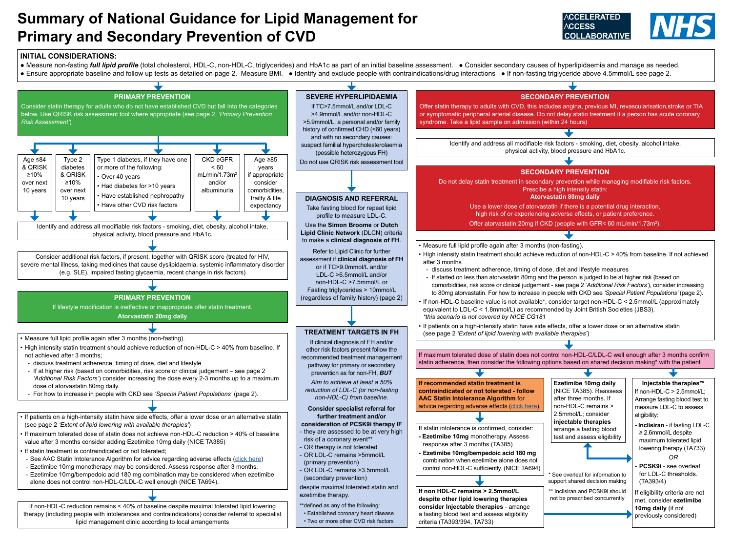# Summary of National Guidance for Lipid Management for Primary and Secondary Prevention of CVD

ACCELERATED ACCESS COLLABORATIVE | NHS

## INITIAL CONSIDERATIONS:

- Measure non-fasting ***full lipid profile*** (total cholesterol, HDL-C, non-HDL-C, triglycerides) and HbA1c as part of an initial baseline assessment.
- Consider secondary causes of hyperlipidaemia and manage as needed.
- Ensure appropriate baseline and follow up tests as detailed on page 2. Measure BMI.
- Identify and exclude people with contraindications/drug interactions
- If non-fasting triglyceride above 4.5mmol/L see page 2.

---

## PRIMARY PREVENTION

Consider statin therapy for adults who do not have established CVD but fall into the categories below. Use QRISK risk assessment tool where appropriate (see page 2, *'Primary Prevention Risk Assessment'*)

- Age ≤84 & QRISK ≥10% over next 10 years
- Type 2 diabetes & QRISK ≥10% over next 10 years
- Type 1 diabetes, if they have one or more of the following:
  - Over 40 years
  - Had diabetes for >10 years
  - Have established nephropathy
  - Have other CVD risk factors
- CKD eGFR < 60 mL/min/1.73m$^2$ and/or albuminuria
- Age ≥85 years if appropriate consider comorbidities, frailty & life expectancy

Identify and address all modifiable risk factors - smoking, diet, obesity, alcohol intake, physical activity, blood pressure and HbA1c.

Consider additional risk factors, if present, together with QRISK score (treated for HIV, severe mental illness, taking medicines that cause dyslipidaemia, systemic inflammatory disorder (e.g. SLE), impaired fasting glycaemia, recent change in risk factors)

## PRIMARY PREVENTION

If lifestyle modification is ineffective or inappropriate offer statin treatment.

**Atorvastatin 20mg daily**

- Measure full lipid profile again after 3 months (non-fasting).
- High intensity statin treatment should achieve reduction of non-HDL-C > 40% from baseline. If not achieved after 3 months;
  - discuss treatment adherence, timing of dose, diet and lifestyle
  - If at higher risk (based on comorbidities, risk score or clinical judgement – see page 2 *'Additional Risk Factors'*) consider increasing the dose every 2-3 months up to a maximum dose of atorvastatin 80mg daily.
  - For how to increase in people with CKD see *'Special Patient Populations'* (page 2).

- If patients on a high-intensity statin have side effects, offer a lower dose or an alternative statin (see page 2 *'Extent of lipid lowering with available therapies'*)
- If maximum tolerated dose of statin does not achieve non-HDL-C reduction > 40% of baseline value after 3 months consider adding Ezetimibe 10mg daily (NICE TA385)
- If statin treatment is contraindicated or not tolerated;
  - See AAC Statin Intolerance Algorithm for advice regarding adverse effects (click here)
  - Ezetimibe 10mg monotherapy may be considered. Assess response after 3 months.
  - Ezetimibe 10mg/bempedoic acid 180 mg combination may be considered when ezetimibe alone does not control non-HDL-C/LDL-C well enough (NICE TA694).

If non-HDL-C reduction remains < 40% of baseline despite maximal tolerated lipid lowering therapy (including people with intolerances and contraindications) consider referral to specialist lipid management clinic according to local arrangements

---

## SEVERE HYPERLIPIDAEMIA

If TC>7.5mmol/L and/or LDL-C >4.9mmol/L and/or non-HDL-C >5.9mmol/L, a personal and/or family history of confirmed CHD (<60 years) and with no secondary causes: suspect familial hypercholesterolaemia (possible heterozygous FH)

Do not use QRISK risk assessment tool

## DIAGNOSIS AND REFERRAL

Take fasting blood for repeat lipid profile to measure LDL-C.

Use the **Simon Broome** or **Dutch Lipid Clinic Network** (DLCN) criteria to make a **clinical diagnosis of FH**.

Refer to Lipid Clinic for further assessment if **clinical diagnosis of FH** or if TC>9.0mmol/L and/or LDL-C >6.5mmol/L and/or non-HDL-C >7.5mmol/L or Fasting triglycerides > 10mmol/L (regardless of family history) (page 2)

## TREATMENT TARGETS IN FH

If clinical diagnosis of FH and/or other risk factors present follow the recommended treatment management pathway for primary or secondary prevention as for non-FH, ***BUT***

*Aim to achieve at least a 50% reduction of LDL-C (or non-fasting non-HDL-C) from baseline.*

**Consider specialist referral for further treatment and/or consideration of PCSK9i therapy IF**

- they are assessed to be at very high risk of a coronary event**
- OR therapy is not tolerated
- OR LDL-C remains >5mmol/L (primary prevention)
- OR LDL-C remains >3.5mmol/L (secondary prevention)

despite maximal tolerated statin and ezetimibe therapy.

**defined as any of the following:
- Established coronary heart disease
- Two or more other CVD risk factors

---

## SECONDARY PREVENTION

Offer statin therapy to adults with CVD, this includes angina, previous MI, revascularisation,stroke or TIA or symptomatic peripheral arterial disease. Do not delay statin treatment if a person has acute coronary syndrome. Take a lipid sample on admission (within 24 hours)

Identify and address all modifiable risk factors - smoking, diet, obesity, alcohol intake, physical activity, blood pressure and HbA1c.

## SECONDARY PREVENTION

Do not delay statin treatment in secondary prevention while managing modifiable risk factors.

Prescibe a high intensity statin:

**Atorvastatin 80mg daily**

Use a lower dose of atorvastatin if there is a potential drug interaction, high risk of or experiencing adverse effects, or patient preference.

Offer atorvastatin 20mg if CKD (people with GFR< 60 mL/min/1.73m$^2$).

- Measure full lipid profile again after 3 months (non-fasting).
- High intensity statin treatment should achieve reduction of non-HDL-C > 40% from baseline. If not achieved after 3 months
  - discuss treatment adherence, timing of dose, diet and lifestyle measures
  - If started on less than atorvastatin 80mg and the person is judged to be at higher risk (based on comorbidities, risk score or clinical judgement - see page 2 *'Additional Risk Factors'*), consider increasing to 80mg atorvastatin. For how to increase in people with CKD see *'Special Patient Populations'* (page 2).
- If non-HDL-C baseline value is not available*, consider target non-HDL-C < 2.5mmol/L (approximately equivalent to LDL-C < 1.8mmol/L) as recommended by Joint British Societies (JBS3). *\*this scenario is not covered by NICE CG181*
- If patients on a high-intensity statin have side effects, offer a lower dose or an alternative statin (see page 2 *'Extent of lipid lowering with available therapies'*)

If maximum tolerated dose of statin does not control non-HDL-C/LDL-C well enough after 3 months confirm statin adherence, then consider the following options based on shared decision making* with the patient

**If recommended statin treatment is contraindicated or not tolerated - follow AAC Statin Intolerance Algorithm** for advice regarding adverse effects (click here).

If statin intolerance is confirmed, consider:
- **Ezetimibe 10mg** monotherapy. Assess response after 3 months (TA385)
- **Ezetimibe 10mg/bempedoic acid 180 mg** combination when ezetimibe alone does not control non-HDL-C sufficiently. (NICE TA694)

**If non HDL-C remains > 2.5mmol/L despite other lipid lowering therapies consider Injectable therapies** - arrange a fasting blood test and assess eligibility criteria (TA393/394, TA733)

**Ezetimibe 10mg daily** (NICE TA385). Reassess after three months. If non-HDL-C remains > 2.5mmol/L; consider **injectable therapies** arrange a fasting blood test and assess eligibility

\* See overleaf for information to support shared decision making

\*\* Inclisiran and PCSK9i should not be prescribed concurrently

**Injectable therapies****

If non-HDL-C > 2.5mmol/L; Arrange fasting blood test to measure LDL-C to assess eligibility:

- **Inclisiran** - if fasting LDL-C ≥ 2.6mmol/L despite maximum tolerated lipid lowering therapy (TA733)

*OR*

- **PCSK9i** - see overleaf for LDL-C thresholds. (TA393/4)

If eligibility criteria are not met, consider **ezetimibe 10mg daily** (if not previously considered)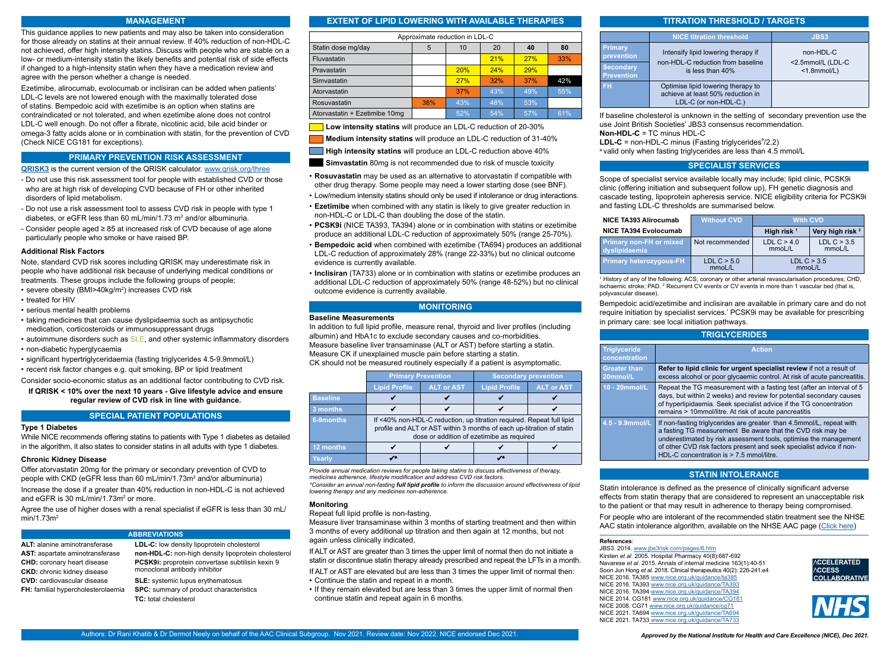## MANAGEMENT

This guidance applies to new patients and may also be taken into consideration for those already on statins at their annual review. If 40% reduction of non-HDL-C not achieved, offer high intensity statins. Discuss with people who are stable on a low- or medium-intensity statin the likely benefits and potential risk of side effects if changed to a high-intensity statin when they have a medication review and agree with the person whether a change is needed.

Ezetimibe, alirocumab, evolocumab or inclisiran can be added when patients' LDL-C levels are not lowered enough with the maximally tolerated dose of statins. Bempedoic acid with ezetimibe is an option when statins are contraindicated or not tolerated, and when ezetimibe alone does not control LDL-C well enough. Do not offer a fibrate, nicotinic acid, bile acid binder or omega-3 fatty acids alone or in combination with statin, for the prevention of CVD (Check NICE CG181 for exceptions).

## PRIMARY PREVENTION RISK ASSESSMENT

**QRISK3** is the current version of the QRISK calculator. www.qrisk.org/three

- Do not use this risk assessment tool for people with established CVD or those who are at high risk of developing CVD because of FH or other inherited disorders of lipid metabolism.
- Do not use a risk assessment tool to assess CVD risk in people with type 1 diabetes, or eGFR less than 60 mL/min/1.73 $m^2$ and/or albuminuria.
- Consider people aged ≥ 85 at increased risk of CVD because of age alone particularly people who smoke or have raised BP.

### Additional Risk Factors

Note, standard CVD risk scores including QRISK may underestimate risk in people who have additional risk because of underlying medical conditions or treatments. These groups include the following groups of people;

- severe obesity (BMI>40kg/$m^2$) increases CVD risk
- treated for HIV
- serious mental health problems
- taking medicines that can cause dyslipidaemia such as antipsychotic medication, corticosteroids or immunosuppressant drugs
- autoimmune disorders such as SLE, and other systemic inflammatory disorders
- non-diabetic hyperglycaemia
- significant hypertriglyceridaemia (fasting triglycerides 4.5-9.9mmol/L)
- recent risk factor changes e.g. quit smoking, BP or lipid treatment

Consider socio-economic status as an additional factor contributing to CVD risk.

**If QRISK < 10% over the next 10 years - Give lifestyle advice and ensure regular review of CVD risk in line with guidance.**

## SPECIAL PATIENT POPULATIONS

### Type 1 Diabetes

While NICE recommends offering statins to patients with Type 1 diabetes as detailed in the algorithm, it also states to consider statins in all adults with type 1 diabetes.

### Chronic Kidney Disease

Offer atorvastatin 20mg for the primary or secondary prevention of CVD to people with CKD (eGFR less than 60 mL/min/1.73$m^2$ and/or albuminuria)

Increase the dose if a greater than 40% reduction in non-HDL-C is not achieved and eGFR is 30 mL/min/1.73$m^2$ or more.

Agree the use of higher doses with a renal specialist if eGFR is less than 30 mL/min/1.73$m^2$

## ABBREVIATIONS

**ALT:** alanine aminotransferase
**AST:** aspartate aminotransferase
**CHD:** coronary heart disease
**CKD:** chronic kidney disease
**CVD:** cardiovascular disease
**FH:** familial hypercholesterolaemia
**LDL-C:** low density lipoprotein cholesterol
**non-HDL-C:** non-high density lipoprotein cholesterol
**PCSK9i:** proprotein convertase subtilisin kexin 9 monoclonal antibody inhibitor
**SLE:** systemic lupus erythematosus
**SPC:** summary of product characteristics
**TC:** total cholesterol

## EXTENT OF LIPID LOWERING WITH AVAILABLE THERAPIES

| Approximate reduction in LDL-C | | | | | |
|---|---|---|---|---|---|
| Statin dose mg/day | 5 | 10 | 20 | 40 | 80 |
| Fluvastatin | | | 21% | 27% | 33% |
| Pravastatin | | 20% | 24% | 29% | |
| Simvastatin | | 27% | 32% | 37% | 42% |
| Atorvastatin | | 37% | 43% | 49% | 55% |
| Rosuvastatin | 38% | 43% | 48% | 53% | |
| Atorvastatin + Ezetimibe 10mg | | 52% | 54% | 57% | 61% |

**Low intensity statins** will produce an LDL-C reduction of 20-30%

**Medium intensity statins** will produce an LDL-C reduction of 31-40%

**High intensity statins** will produce an LDL-C reduction above 40%

**Simvastatin** 80mg is not recommended due to risk of muscle toxicity

- **Rosuvastatin** may be used as an alternative to atorvastatin if compatible with other drug therapy. Some people may need a lower starting dose (see BNF).
- Low/medium intensity statins should only be used if intolerance or drug interactions.
- **Ezetimibe** when combined with any statin is likely to give greater reduction in non-HDL-C or LDL-C than doubling the dose of the statin.
- **PCSK9i** (NICE TA393, TA394) alone or in combination with statins or ezetimibe produce an additional LDL-C reduction of approximately 50% (range 25-70%).
- **Bempedoic acid** when combined with ezetimibe (TA694) produces an additional LDL-C reduction of approximately 28% (range 22-33%) but no clinical outcome evidence is currently available.
- **Inclisiran** (TA733) alone or in combination with statins or ezetimibe produces an additional LDL-C reduction of approximately 50% (range 48-52%) but no clinical outcome evidence is currently available.

## MONITORING

### Baseline Measurements

In addition to full lipid profile, measure renal, thyroid and liver profiles (including albumin) and HbA1c to exclude secondary causes and co-morbidities.
Measure baseline liver transaminase (ALT or AST) before starting a statin.
Measure CK if unexplained muscle pain before starting a statin.
CK should not be measured routinely especially if a patient is asymptomatic.

| | Primary Prevention | | Secondary prevention | |
|---|---|---|---|---|
| | Lipid Profile | ALT or AST | Lipid Profile | ALT or AST |
| Baseline | ✔ | ✔ | ✔ | ✔ |
| 3 months | ✔ | ✔ | ✔ | ✔ |
| 6-9months | If <40% non-HDL-C reduction, up titration required. Repeat full lipid profile and ALT or AST within 3 months of each up-titration of statin dose or addition of ezetimibe as required | | | |
| 12 months | ✔ | ✔ | ✔ | ✔ |
| Yearly | ✔* | | ✔* | |

*Provide annual medication reviews for people taking statins to discuss effectiveness of therapy, medicines adherence, lifestyle modification and address CVD risk factors.*
*\*Consider an annual non-fasting **full lipid profile** to inform the discussion around effectiveness of lipid lowering therapy and any medicines non-adherence.*

### Monitoring

Repeat full lipid profile is non-fasting.

Measure liver transaminase within 3 months of starting treatment and then within 3 months of every additional up titration and then again at 12 months, but not again unless clinically indicated.

If ALT or AST are greater than 3 times the upper limit of normal then do not initiate a statin or discontinue statin therapy already prescribed and repeat the LFTs in a month.

If ALT or AST are elevated but are less than 3 times the upper limit of normal then:

- Continue the statin and repeat in a month.
- If they remain elevated but are less than 3 times the upper limit of normal then continue statin and repeat again in 6 months.

## TITRATION THRESHOLD / TARGETS

| | NICE titration threshold | JBS3 |
|---|---|---|
| Primary prevention | Intensify lipid lowering therapy if non-HDL-C reduction from baseline is less than 40% | non-HDL-C <2.5mmol/L (LDL-C <1.8mmol/L) |
| Secondary Prevention | | |
| FH | Optimise lipid lowering therapy to achieve at least 50% reduction in LDL-C (or non-HDL-C.) | |

If baseline cholesterol is unknown in the setting of secondary prevention use the use Joint British Societies' JBS3 consensus recommendation.
**Non-HDL-C** = TC minus HDL-C
**LDL-C** = non-HDL-C minus (Fasting triglycerides[a]/2.2)
[a] valid only when fasting triglycerides are less than 4.5 mmol/L

## SPECIALIST SERVICES

Scope of specialist service available locally may include; lipid clinic, PCSK9i clinic (offering initiation and subsequent follow up), FH genetic diagnosis and cascade testing, lipoprotein apheresis service. NICE eligibility criteria for PCSK9i and fasting LDL-C thresholds are summarised below.

| NICE TA393 Alirocumab / NICE TA394 Evolocumab | Without CVD | With CVD | |
|---|---|---|---|
| | | High risk [1] | Very high risk [2] |
| Primary non-FH or mixed dyslipidaemia | Not recommended | LDL C > 4.0 mmoL/L | LDL C > 3.5 mmoL/L |
| Primary heterozygous-FH | LDL C > 5.0 mmoL/L | LDL C > 3.5 mmoL/L | |

[1] History of any of the following: ACS; coronary or other arterial revascularisation procedures; CHD, ischaemic stroke; PAD. [2] Recurrent CV events or CV events in more than 1 vascular bed (that is, polyvascular disease).

Bempedoic acid/ezetimibe and inclisiran are available in primary care and do not require initiation by specialist services.' PCSK9i may be available for prescribing in primary care: see local initiation pathways.

## TRIGLYCERIDES

| Triglyceride concentration | Action |
|---|---|
| Greater than 20mmol/L | **Refer to lipid clinic for urgent specialist review** if not a result of excess alcohol or poor glycaemic control. At risk of acute pancreatitis. |
| 10 - 20mmol/L | Repeat the TG measurement with a fasting test (after an interval of 5 days, but within 2 weeks) and review for potential secondary causes of hyperlipidaemia. Seek specialist advice if the TG concentration remains > 10mmol/litre. At risk of acute pancreatitis |
| 4.5 - 9.9mmol/L | If non-fasting triglycerides are greater than 4.5mmol/L, repeat with a fasting TG measurement Be aware that the CVD risk may be underestimated by risk assessment tools, optimise the management of other CVD risk factors present and seek specialist advice if non-HDL-C concentration is > 7.5 mmol/litre. |

## STATIN INTOLERANCE

Statin intolerance is defined as the presence of clinically significant adverse effects from statin therapy that are considered to represent an unacceptable risk to the patient or that may result in adherence to therapy being compromised.

For people who are intolerant of the recommended statin treatment see the NHSE AAC statin intolerance algorithm, available on the NHSE AAC page (Click here)

**References**:
JBS3. 2014. www.jbs3risk.com/pages/6.htm
Kirsten *et al*. 2005. Hospital Pharmacy 40(8):687-692
Navarese *et al*. 2015. Annals of internal medicine 163(1):40-51
Soon Jun Hong *et al*. 2018. Clinical therapeutics 40(2): 226-241.e4
NICE 2016. TA385 www.nice.org.uk/guidance/ta385
NICE 2016. TA393 www.nice.org.uk/guidance/TA393
NICE 2016. TA394 www.nice.org.uk/guidance/TA394
NICE 2014. CG181 www.nice.org.uk/guidance/CG181
NICE 2008. CG71 www.nice.org.uk/guidance/cg71
NICE 2021. TA694 www.nice.org.uk/guidance/TA694
NICE 2021. TA733 www.nice.org.uk/guidance/TA733

ACCELERATED ACCESS COLLABORATIVE

NHS

Authors: Dr Rani Khatib & Dr Dermot Neely on behalf of the AAC Clinical Subgroup. Nov 2021. Review date: Nov 2022. NICE endorsed Dec 2021.

*Approved by the National Institute for Health and Care Excellence (NICE), Dec 2021.*